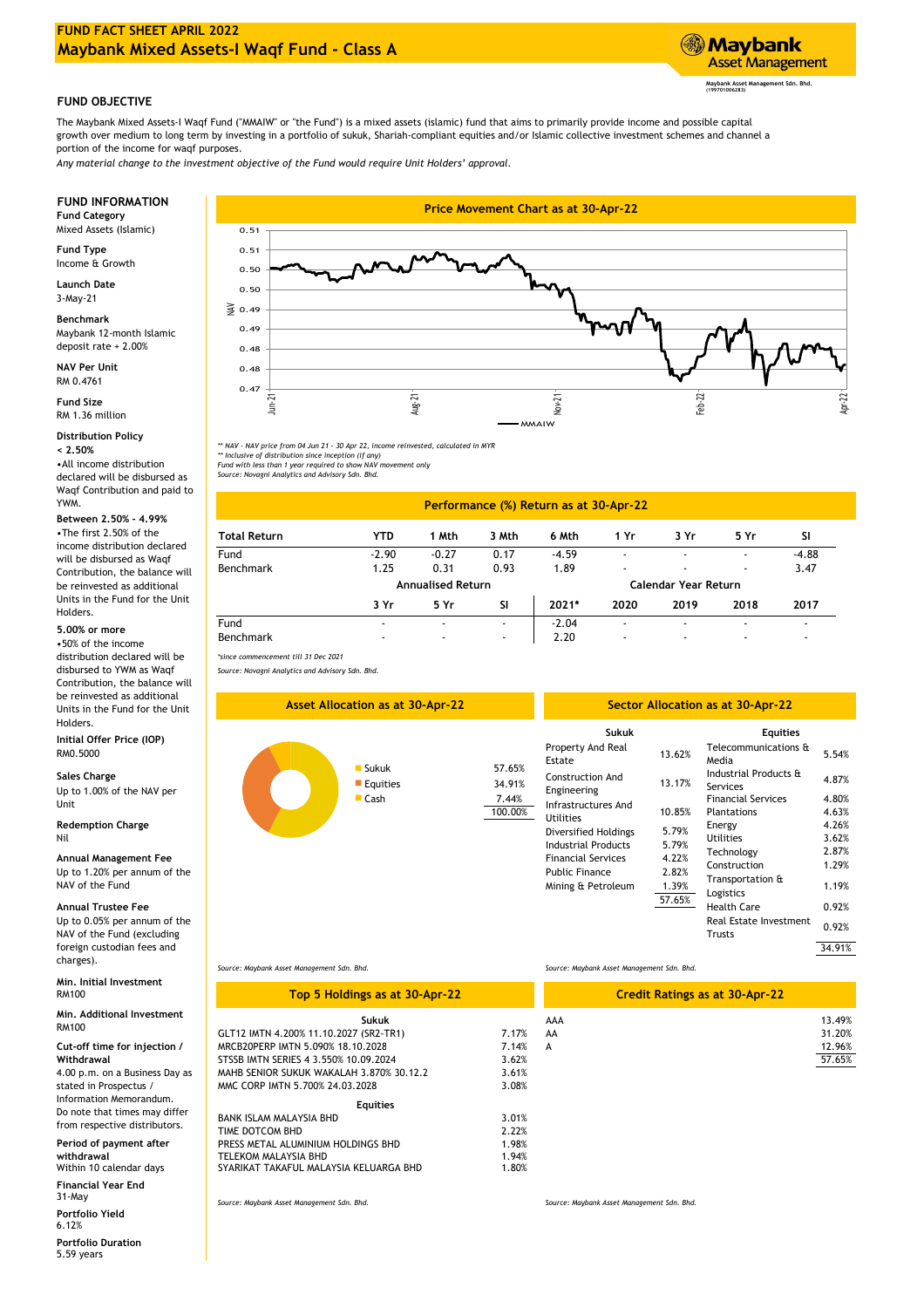# FUND FACT SHEET APRIL 2022

# Maybank Mixed Assets-I Waqf Fund - Class A

Maybank Asset Management

Maybank Asset Management Sdn. Bhd. (199701006283)

## FUND OBJECTIVE

The Maybank Mixed Assets-I Waqf Fund ("MMAIW" or "the Fund") is a mixed assets (islamic) fund that aims to primarily provide income and possible capital growth over medium to long term by investing in a portfolio of sukuk, Shariah-compliant equities and/or Islamic collective investment schemes and channel a portion of the income for waqf purposes.

*Any material change to the investment objective of the Fund would require Unit Holders' approval.*

## FUND INFORMATION

**Fund Category**
Mixed Assets (Islamic)

**Fund Type**
Income & Growth

**Launch Date**
3-May-21

**Benchmark**
Maybank 12-month Islamic deposit rate + 2.00%

**NAV Per Unit**
RM 0.4761

**Fund Size**
RM 1.36 million

**Distribution Policy**

**< 2.50%**
•All income distribution declared will be disbursed as Waqf Contribution and paid to YWM.

**Between 2.50% - 4.99%**
•The first 2.50% of the income distribution declared will be disbursed as Waqf Contribution, the balance will be reinvested as additional Units in the Fund for the Unit Holders.

**5.00% or more**
•50% of the income distribution declared will be disbursed to YWM as Waqf Contribution, the balance will be reinvested as additional Units in the Fund for the Unit Holders.

**Initial Offer Price (IOP)**
RM0.5000

**Sales Charge**
Up to 1.00% of the NAV per Unit

**Redemption Charge**
Nil

**Annual Management Fee**
Up to 1.20% per annum of the NAV of the Fund

**Annual Trustee Fee**
Up to 0.05% per annum of the NAV of the Fund (excluding foreign custodian fees and charges).

**Min. Initial Investment**
RM100

**Min. Additional Investment**
RM100

**Cut-off time for injection / Withdrawal**
4.00 p.m. on a Business Day as stated in Prospectus / Information Memorandum. Do note that times may differ from respective distributors.

**Period of payment after withdrawal**
Within 10 calendar days

**Financial Year End**
31-May

**Portfolio Yield**
6.12%

**Portfolio Duration**
5.59 years

## Price Movement Chart as at 30-Apr-22

*\*\* NAV - NAV price from 04 Jun 21 - 30 Apr 22, income reinvested, calculated in MYR*
*\*\* Inclusive of distribution since inception (if any)*
*Fund with less than 1 year required to show NAV movement only*
*Source: Novagni Analytics and Advisory Sdn. Bhd.*

## Performance (%) Return as at 30-Apr-22

| Total Return | YTD | 1 Mth | 3 Mth | 6 Mth | 1 Yr | 3 Yr | 5 Yr | SI |
|---|---|---|---|---|---|---|---|---|
| Fund | -2.90 | -0.27 | 0.17 | -4.59 | - | - | - | -4.88 |
| Benchmark | 1.25 | 0.31 | 0.93 | 1.89 | - | - | - | 3.47 |

| | Annualised Return | | | Calendar Year Return | | | | |
|---|---|---|---|---|---|---|---|---|
| | 3 Yr | 5 Yr | SI | 2021* | 2020 | 2019 | 2018 | 2017 |
| Fund | - | - | - | -2.04 | - | - | - | - |
| Benchmark | - | - | - | 2.20 | - | - | - | - |

*\*since commencement till 31 Dec 2021*
*Source: Novagni Analytics and Advisory Sdn. Bhd.*

## Asset Allocation as at 30-Apr-22

| Asset | % |
|---|---|
| Sukuk | 57.65% |
| Equities | 34.91% |
| Cash | 7.44% |
| | 100.00% |

*Source: Maybank Asset Management Sdn. Bhd.*

## Sector Allocation as at 30-Apr-22

| Sukuk | |
|---|---|
| Property And Real Estate | 13.62% |
| Construction And Engineering | 13.17% |
| Infrastructures And Utilities | 10.85% |
| Diversified Holdings | 5.79% |
| Industrial Products | 5.79% |
| Financial Services | 4.22% |
| Public Finance | 2.82% |
| Mining & Petroleum | 1.39% |
| | 57.65% |

| Equities | |
|---|---|
| Telecommunications & Media | 5.54% |
| Industrial Products & Services | 4.87% |
| Financial Services | 4.80% |
| Plantations | 4.63% |
| Energy | 4.26% |
| Utilities | 3.62% |
| Technology | 2.87% |
| Construction | 1.29% |
| Transportation & Logistics | 1.19% |
| Health Care | 0.92% |
| Real Estate Investment Trusts | 0.92% |
| | 34.91% |

*Source: Maybank Asset Management Sdn. Bhd.*

## Top 5 Holdings as at 30-Apr-22

| Sukuk | |
|---|---|
| GLT12 IMTN 4.200% 11.10.2027 (SR2-TR1) | 7.17% |
| MRCB20PERP IMTN 5.090% 18.10.2028 | 7.14% |
| STSSB IMTN SERIES 4 3.550% 10.09.2024 | 3.62% |
| MAHB SENIOR SUKUK WAKALAH 3.870% 30.12.2 | 3.61% |
| MMC CORP IMTN 5.700% 24.03.2028 | 3.08% |

| Equities | |
|---|---|
| BANK ISLAM MALAYSIA BHD | 3.01% |
| TIME DOTCOM BHD | 2.22% |
| PRESS METAL ALUMINIUM HOLDINGS BHD | 1.98% |
| TELEKOM MALAYSIA BHD | 1.94% |
| SYARIKAT TAKAFUL MALAYSIA KELUARGA BHD | 1.80% |

*Source: Maybank Asset Management Sdn. Bhd.*

## Credit Ratings as at 30-Apr-22

| Rating | % |
|---|---|
| AAA | 13.49% |
| AA | 31.20% |
| A | 12.96% |
| | 57.65% |

*Source: Maybank Asset Management Sdn. Bhd.*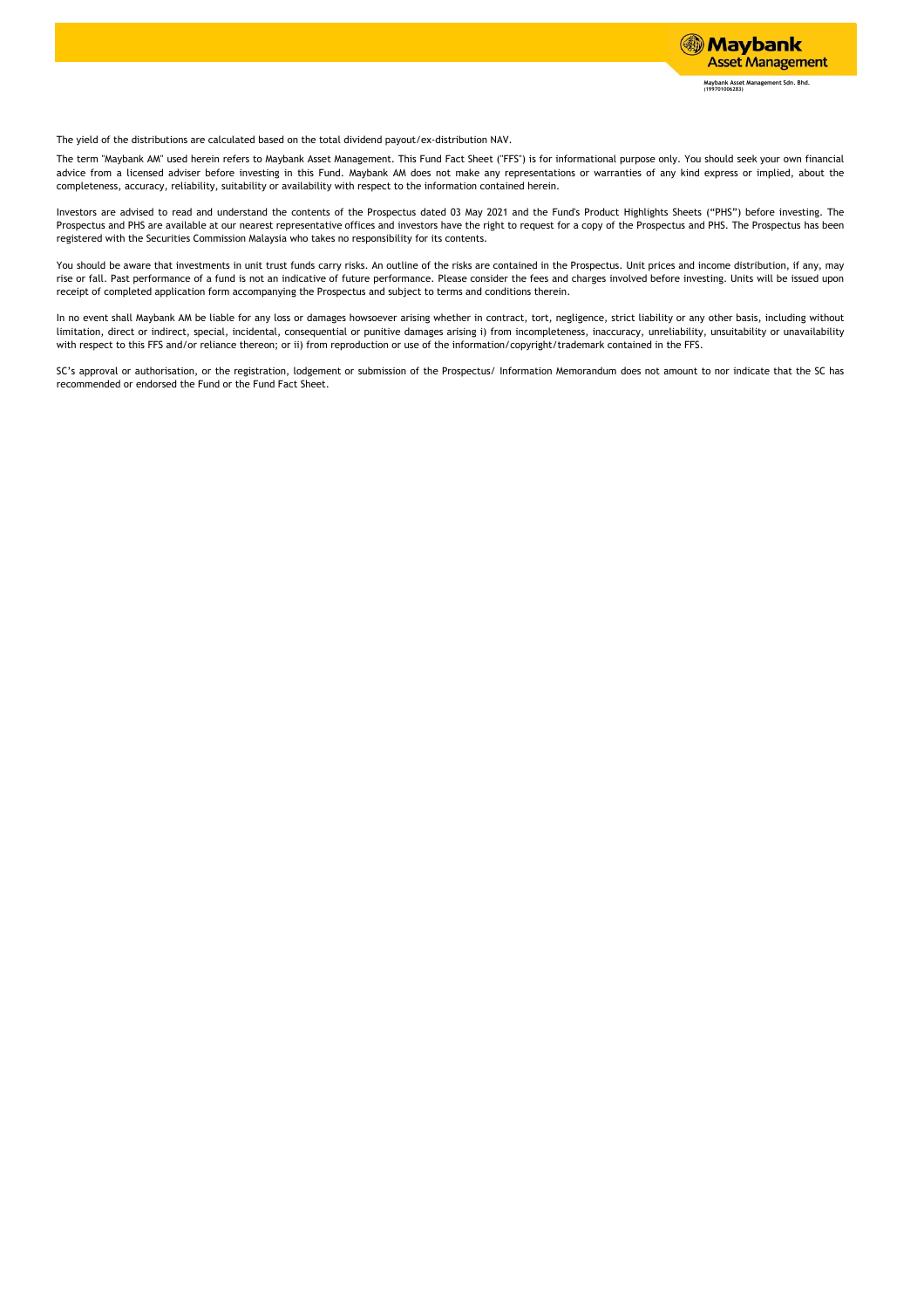The yield of the distributions are calculated based on the total dividend payout/ex-distribution NAV.

The term "Maybank AM" used herein refers to Maybank Asset Management. This Fund Fact Sheet ("FFS") is for informational purpose only. You should seek your own financial advice from a licensed adviser before investing in this Fund. Maybank AM does not make any representations or warranties of any kind express or implied, about the completeness, accuracy, reliability, suitability or availability with respect to the information contained herein.

Investors are advised to read and understand the contents of the Prospectus dated 03 May 2021 and the Fund's Product Highlights Sheets ("PHS") before investing. The Prospectus and PHS are available at our nearest representative offices and investors have the right to request for a copy of the Prospectus and PHS. The Prospectus has been registered with the Securities Commission Malaysia who takes no responsibility for its contents.

You should be aware that investments in unit trust funds carry risks. An outline of the risks are contained in the Prospectus. Unit prices and income distribution, if any, may rise or fall. Past performance of a fund is not an indicative of future performance. Please consider the fees and charges involved before investing. Units will be issued upon receipt of completed application form accompanying the Prospectus and subject to terms and conditions therein.

In no event shall Maybank AM be liable for any loss or damages howsoever arising whether in contract, tort, negligence, strict liability or any other basis, including without limitation, direct or indirect, special, incidental, consequential or punitive damages arising i) from incompleteness, inaccuracy, unreliability, unsuitability or unavailability with respect to this FFS and/or reliance thereon; or ii) from reproduction or use of the information/copyright/trademark contained in the FFS.

SC's approval or authorisation, or the registration, lodgement or submission of the Prospectus/ Information Memorandum does not amount to nor indicate that the SC has recommended or endorsed the Fund or the Fund Fact Sheet.